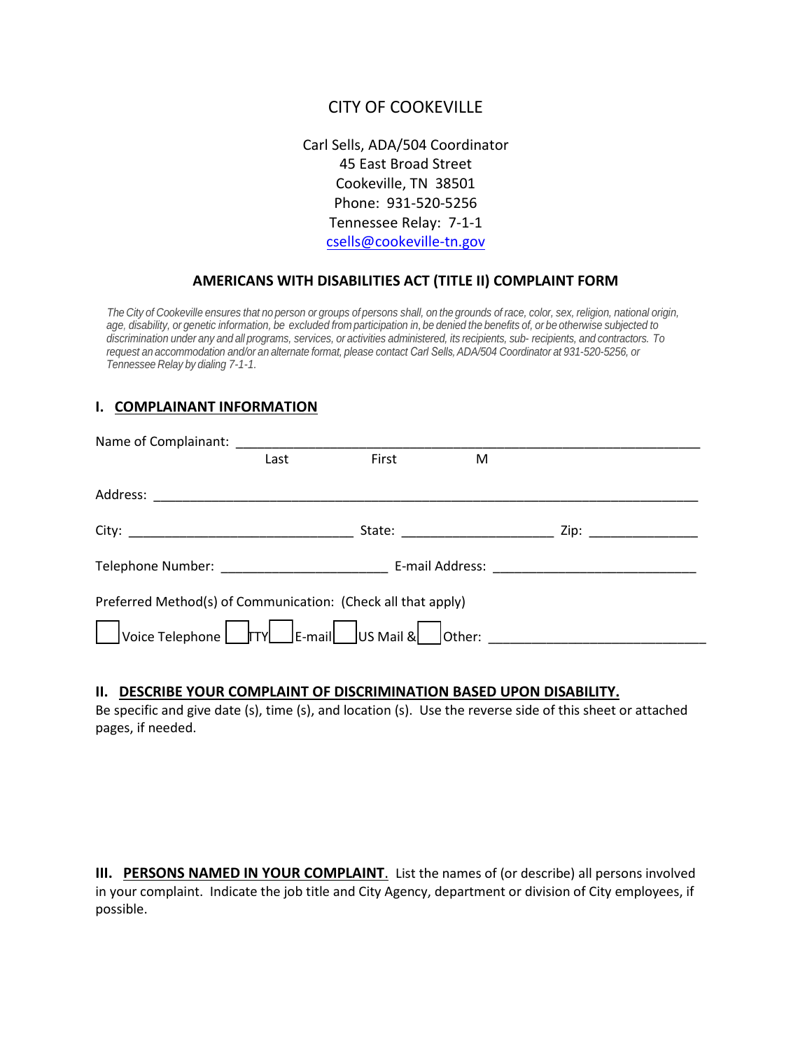# CITY OF COOKEVILLE

Carl Sells, ADA/504 Coordinator
45 East Broad Street
Cookeville, TN 38501
Phone: 931-520-5256
Tennessee Relay: 7-1-1
csells@cookeville-tn.gov

## AMERICANS WITH DISABILITIES ACT (TITLE II) COMPLAINT FORM

*The City of Cookeville ensures that no person or groups of persons shall, on the grounds of race, color, sex, religion, national origin, age, disability, or genetic information, be excluded from participation in, be denied the benefits of, or be otherwise subjected to discrimination under any and all programs, services, or activities administered, its recipients, sub- recipients, and contractors. To request an accommodation and/or an alternate format, please contact Carl Sells, ADA/504 Coordinator at 931-520-5256, or Tennessee Relay by dialing 7-1-1.*

### I. COMPLAINANT INFORMATION

Name of Complainant: ____________________________________________________________
Last First M

Address: ______________________________________________________________________

City: ______________________________ State: ____________________ Zip: ______________

Telephone Number: ______________________ E-mail Address: ___________________________

Preferred Method(s) of Communication: (Check all that apply)

☐ Voice Telephone ☐ TTY ☐ E-mail ☐ US Mail & ☐ Other: ____________________________

### II. DESCRIBE YOUR COMPLAINT OF DISCRIMINATION BASED UPON DISABILITY.

Be specific and give date (s), time (s), and location (s). Use the reverse side of this sheet or attached pages, if needed.

### III. PERSONS NAMED IN YOUR COMPLAINT.

List the names of (or describe) all persons involved in your complaint. Indicate the job title and City Agency, department or division of City employees, if possible.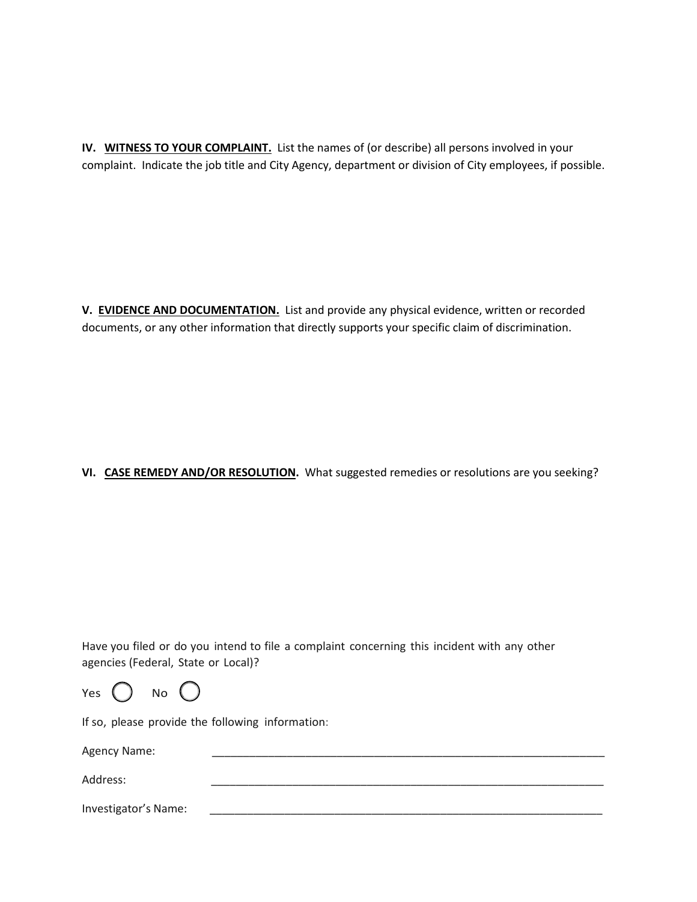**IV. <u>WITNESS TO YOUR COMPLAINT.</u>** List the names of (or describe) all persons involved in your complaint. Indicate the job title and City Agency, department or division of City employees, if possible.

**V. <u>EVIDENCE AND DOCUMENTATION.</u>** List and provide any physical evidence, written or recorded documents, or any other information that directly supports your specific claim of discrimination.

**VI. <u>CASE REMEDY AND/OR RESOLUTION</u>.** What suggested remedies or resolutions are you seeking?

Have you filed or do you intend to file a complaint concerning this incident with any other agencies (Federal, State or Local)?

Yes ◯ No ◯

If so, please provide the following information:

Agency Name: ___________________________________________________________________

Address: ___________________________________________________________________

Investigator's Name: ___________________________________________________________________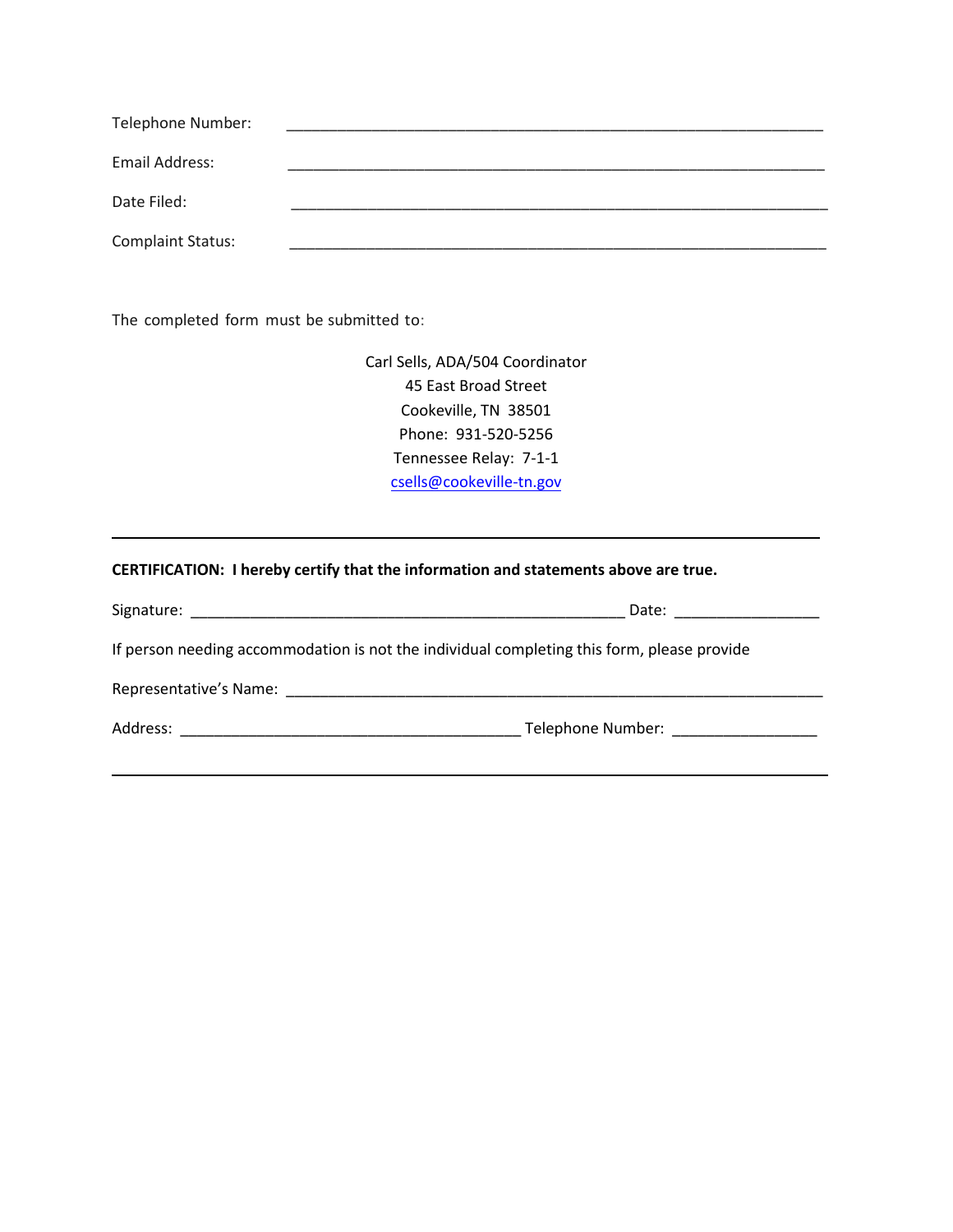Telephone Number: ____________________________________________________________

Email Address: ____________________________________________________________

Date Filed: ____________________________________________________________

Complaint Status: ____________________________________________________________

The completed form must be submitted to:

Carl Sells, ADA/504 Coordinator
45 East Broad Street
Cookeville, TN 38501
Phone: 931-520-5256
Tennessee Relay: 7-1-1
csells@cookeville-tn.gov

---

**CERTIFICATION: I hereby certify that the information and statements above are true.**

Signature: __________________________________________________ Date: ________________

If person needing accommodation is not the individual completing this form, please provide

Representative's Name: ____________________________________________________________

Address: ______________________________________ Telephone Number: ________________

---